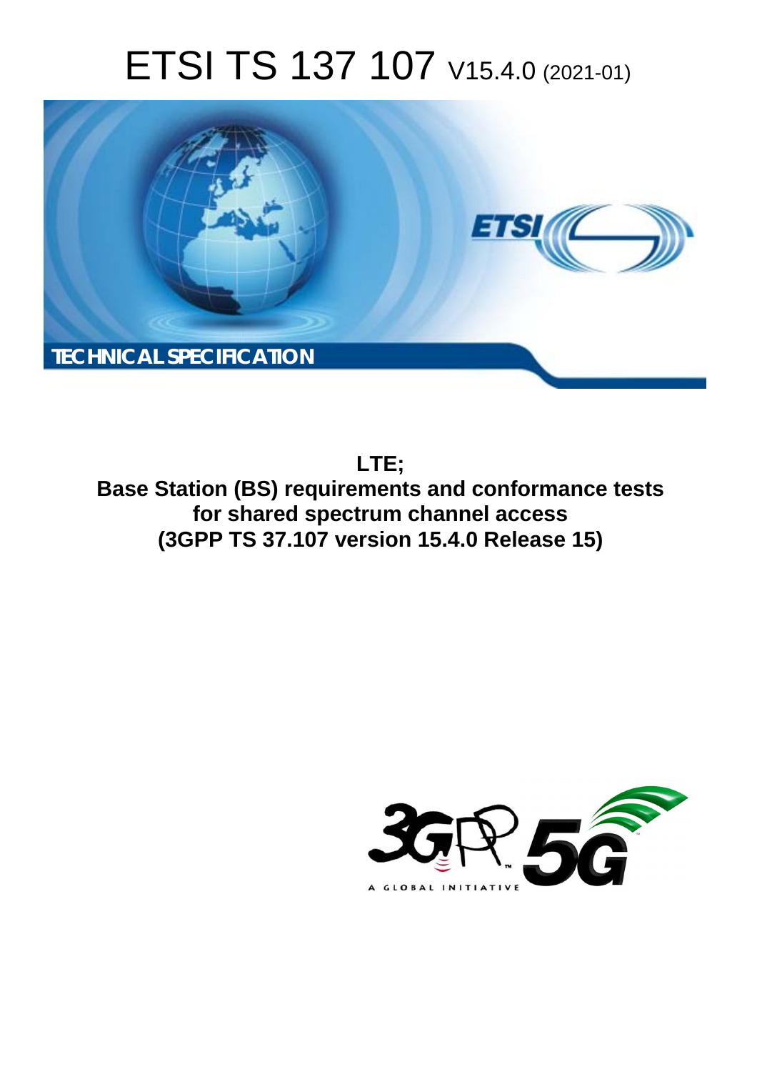# ETSI TS 137 107 V15.4.0 (2021-01)

**TECHNICAL SPECIFICATION**

**LTE;**
**Base Station (BS) requirements and conformance tests for shared spectrum channel access**
**(3GPP TS 37.107 version 15.4.0 Release 15)**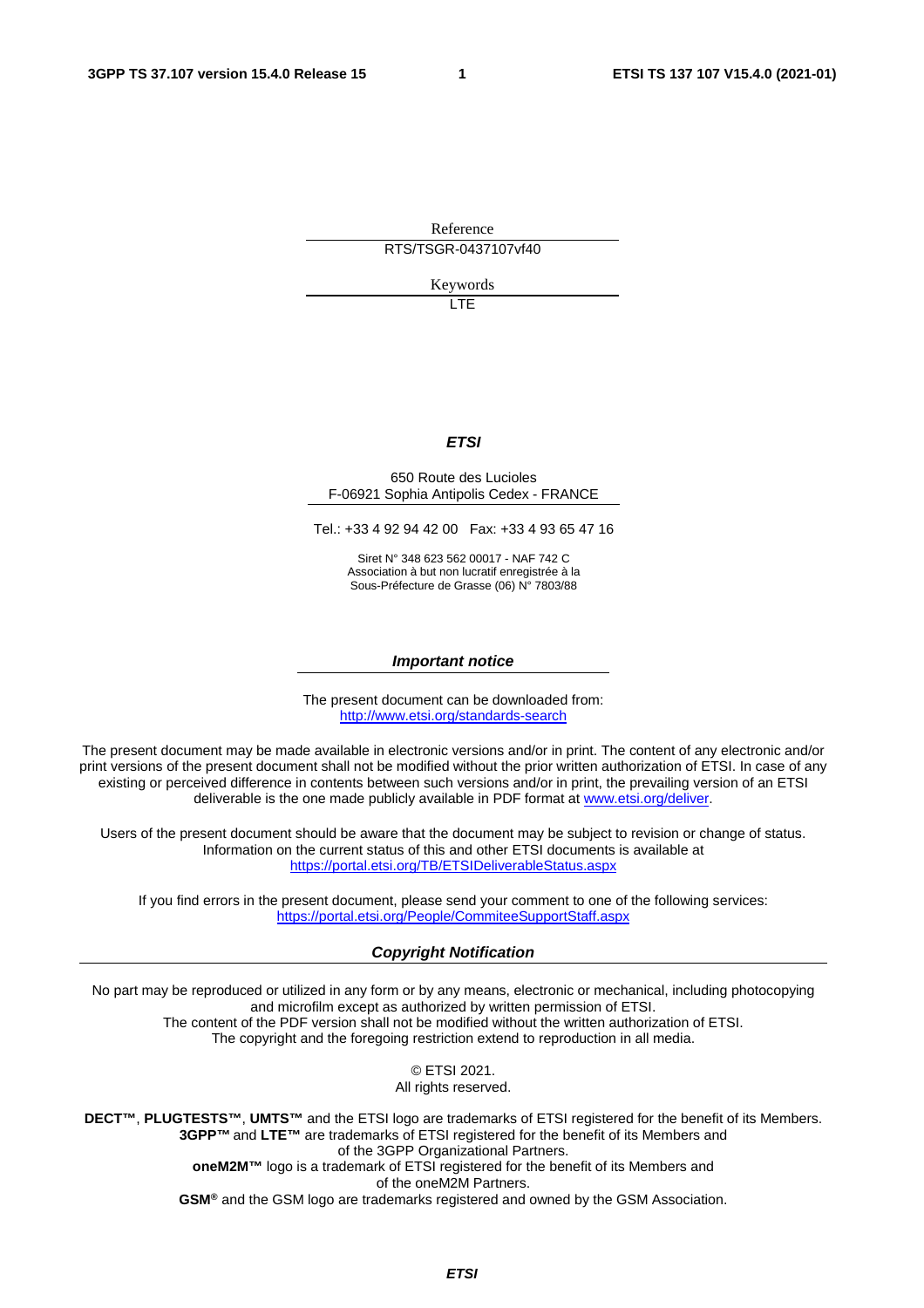Reference

RTS/TSGR-0437107vf40

Keywords

LTE

***ETSI***

650 Route des Lucioles
F-06921 Sophia Antipolis Cedex - FRANCE

Tel.: +33 4 92 94 42 00   Fax: +33 4 93 65 47 16

Siret N° 348 623 562 00017 - NAF 742 C
Association à but non lucratif enregistrée à la
Sous-Préfecture de Grasse (06) N° 7803/88

***Important notice***

The present document can be downloaded from:
http://www.etsi.org/standards-search

The present document may be made available in electronic versions and/or in print. The content of any electronic and/or print versions of the present document shall not be modified without the prior written authorization of ETSI. In case of any existing or perceived difference in contents between such versions and/or in print, the prevailing version of an ETSI deliverable is the one made publicly available in PDF format at www.etsi.org/deliver.

Users of the present document should be aware that the document may be subject to revision or change of status. Information on the current status of this and other ETSI documents is available at https://portal.etsi.org/TB/ETSIDeliverableStatus.aspx

If you find errors in the present document, please send your comment to one of the following services:
https://portal.etsi.org/People/CommiteeSupportStaff.aspx

***Copyright Notification***

No part may be reproduced or utilized in any form or by any means, electronic or mechanical, including photocopying and microfilm except as authorized by written permission of ETSI.
The content of the PDF version shall not be modified without the written authorization of ETSI.
The copyright and the foregoing restriction extend to reproduction in all media.

© ETSI 2021.
All rights reserved.

**DECT™**, **PLUGTESTS™**, **UMTS™** and the ETSI logo are trademarks of ETSI registered for the benefit of its Members.
**3GPP™** and **LTE™** are trademarks of ETSI registered for the benefit of its Members and of the 3GPP Organizational Partners.
**oneM2M™** logo is a trademark of ETSI registered for the benefit of its Members and of the oneM2M Partners.
**GSM®** and the GSM logo are trademarks registered and owned by the GSM Association.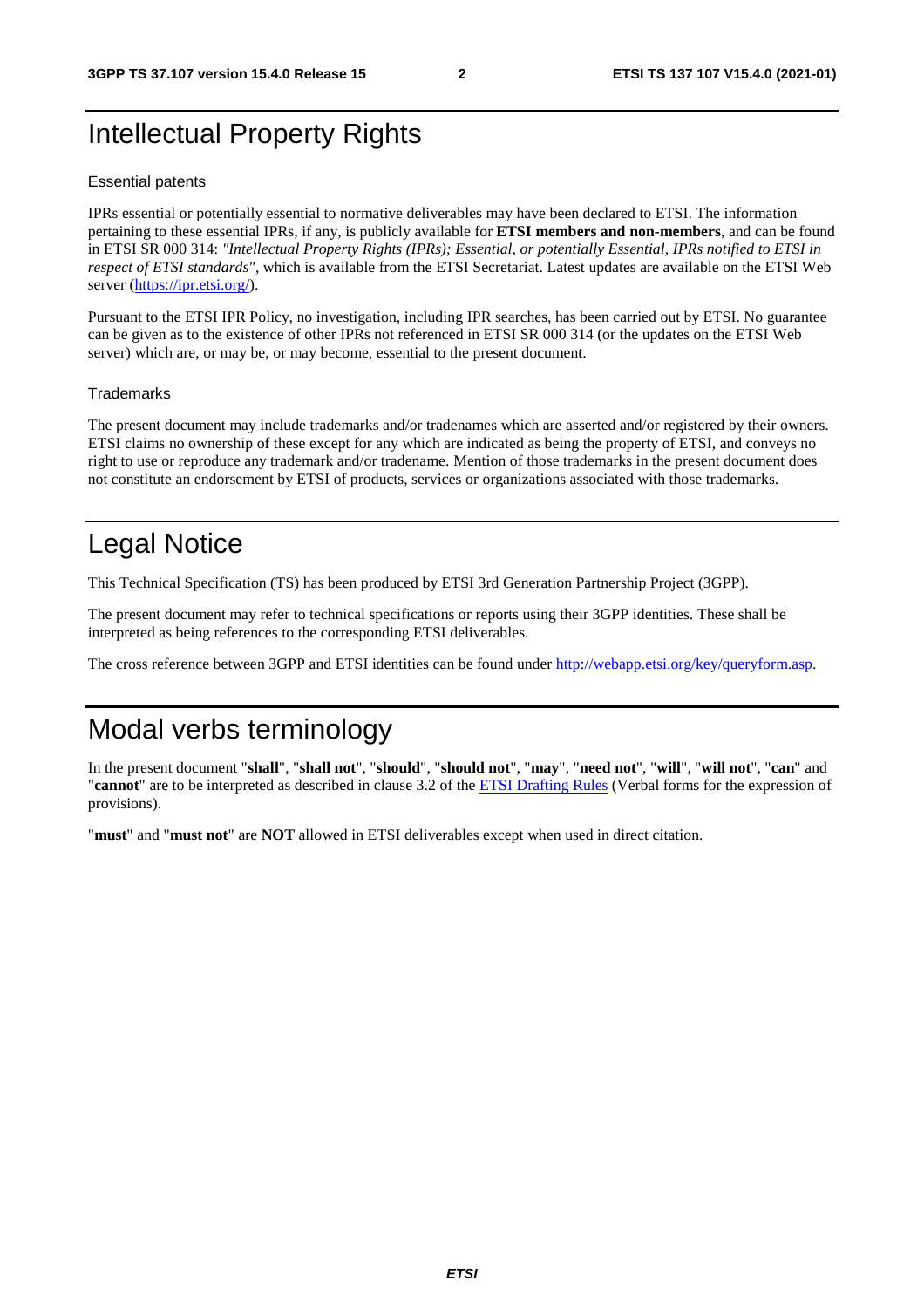# Intellectual Property Rights

## Essential patents

IPRs essential or potentially essential to normative deliverables may have been declared to ETSI. The information pertaining to these essential IPRs, if any, is publicly available for **ETSI members and non-members**, and can be found in ETSI SR 000 314: *"Intellectual Property Rights (IPRs); Essential, or potentially Essential, IPRs notified to ETSI in respect of ETSI standards"*, which is available from the ETSI Secretariat. Latest updates are available on the ETSI Web server (https://ipr.etsi.org/).

Pursuant to the ETSI IPR Policy, no investigation, including IPR searches, has been carried out by ETSI. No guarantee can be given as to the existence of other IPRs not referenced in ETSI SR 000 314 (or the updates on the ETSI Web server) which are, or may be, or may become, essential to the present document.

## Trademarks

The present document may include trademarks and/or tradenames which are asserted and/or registered by their owners. ETSI claims no ownership of these except for any which are indicated as being the property of ETSI, and conveys no right to use or reproduce any trademark and/or tradename. Mention of those trademarks in the present document does not constitute an endorsement by ETSI of products, services or organizations associated with those trademarks.

# Legal Notice

This Technical Specification (TS) has been produced by ETSI 3rd Generation Partnership Project (3GPP).

The present document may refer to technical specifications or reports using their 3GPP identities. These shall be interpreted as being references to the corresponding ETSI deliverables.

The cross reference between 3GPP and ETSI identities can be found under http://webapp.etsi.org/key/queryform.asp.

# Modal verbs terminology

In the present document "**shall**", "**shall not**", "**should**", "**should not**", "**may**", "**need not**", "**will**", "**will not**", "**can**" and "**cannot**" are to be interpreted as described in clause 3.2 of the ETSI Drafting Rules (Verbal forms for the expression of provisions).

"**must**" and "**must not**" are **NOT** allowed in ETSI deliverables except when used in direct citation.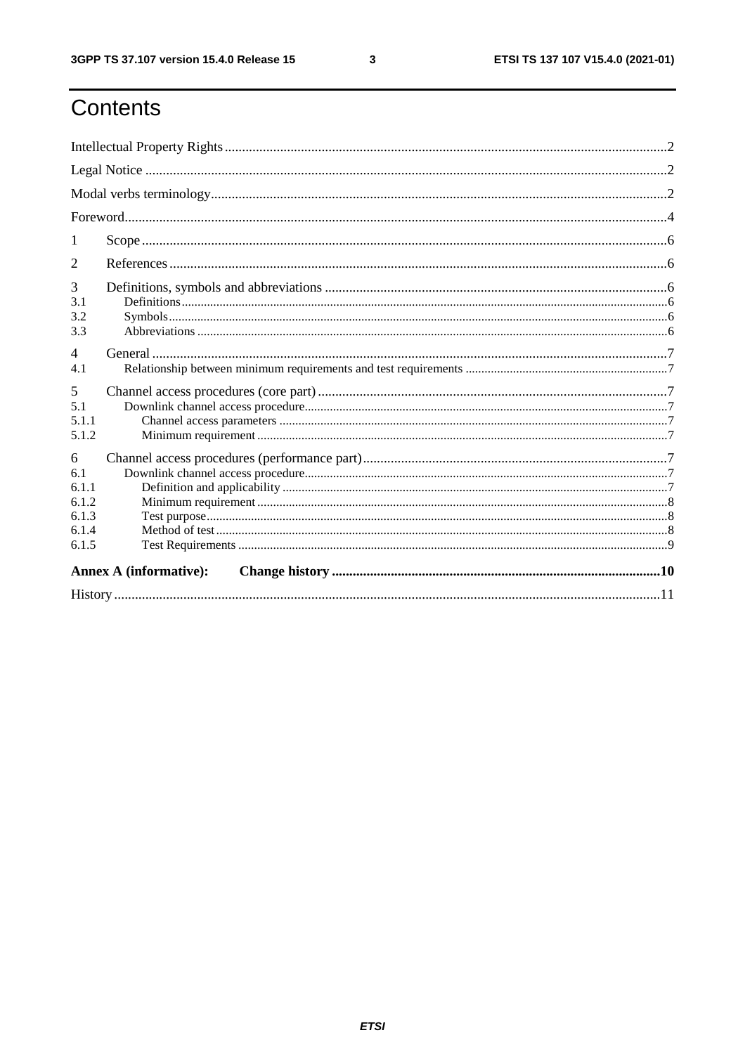# Contents

Intellectual Property Rights .......................................................... 2

Legal Notice .......................................................... 2

Modal verbs terminology .......................................................... 2

Foreword .......................................................... 4

1 Scope .......................................................... 6

2 References .......................................................... 6

3 Definitions, symbols and abbreviations .......................................................... 6

3.1 Definitions .......................................................... 6

3.2 Symbols .......................................................... 6

3.3 Abbreviations .......................................................... 6

4 General .......................................................... 7

4.1 Relationship between minimum requirements and test requirements .......................................................... 7

5 Channel access procedures (core part) .......................................................... 7

5.1 Downlink channel access procedure .......................................................... 7

5.1.1 Channel access parameters .......................................................... 7

5.1.2 Minimum requirement .......................................................... 7

6 Channel access procedures (performance part) .......................................................... 7

6.1 Downlink channel access procedure .......................................................... 7

6.1.1 Definition and applicability .......................................................... 7

6.1.2 Minimum requirement .......................................................... 8

6.1.3 Test purpose .......................................................... 8

6.1.4 Method of test .......................................................... 8

6.1.5 Test Requirements .......................................................... 9

**Annex A (informative): Change history .......................................................... 10**

History .......................................................... 11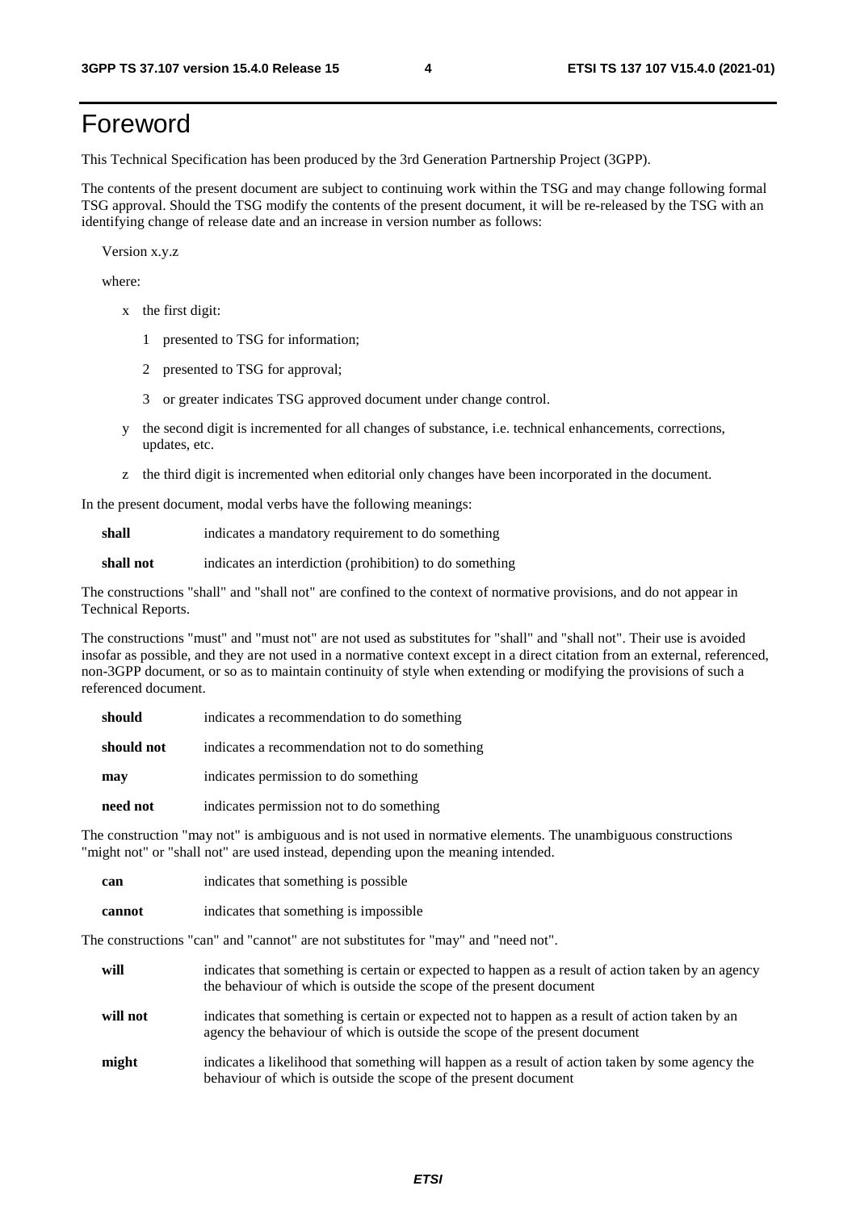# Foreword

This Technical Specification has been produced by the 3rd Generation Partnership Project (3GPP).

The contents of the present document are subject to continuing work within the TSG and may change following formal TSG approval. Should the TSG modify the contents of the present document, it will be re-released by the TSG with an identifying change of release date and an increase in version number as follows:

Version x.y.z

where:

- x the first digit:
  - 1 presented to TSG for information;
  - 2 presented to TSG for approval;
  - 3 or greater indicates TSG approved document under change control.
- y the second digit is incremented for all changes of substance, i.e. technical enhancements, corrections, updates, etc.
- z the third digit is incremented when editorial only changes have been incorporated in the document.

In the present document, modal verbs have the following meanings:

**shall** indicates a mandatory requirement to do something

**shall not** indicates an interdiction (prohibition) to do something

The constructions "shall" and "shall not" are confined to the context of normative provisions, and do not appear in Technical Reports.

The constructions "must" and "must not" are not used as substitutes for "shall" and "shall not". Their use is avoided insofar as possible, and they are not used in a normative context except in a direct citation from an external, referenced, non-3GPP document, or so as to maintain continuity of style when extending or modifying the provisions of such a referenced document.

**should** indicates a recommendation to do something

**should not** indicates a recommendation not to do something

**may** indicates permission to do something

**need not** indicates permission not to do something

The construction "may not" is ambiguous and is not used in normative elements. The unambiguous constructions "might not" or "shall not" are used instead, depending upon the meaning intended.

**can** indicates that something is possible

**cannot** indicates that something is impossible

The constructions "can" and "cannot" are not substitutes for "may" and "need not".

**will** indicates that something is certain or expected to happen as a result of action taken by an agency the behaviour of which is outside the scope of the present document

**will not** indicates that something is certain or expected not to happen as a result of action taken by an agency the behaviour of which is outside the scope of the present document

**might** indicates a likelihood that something will happen as a result of action taken by some agency the behaviour of which is outside the scope of the present document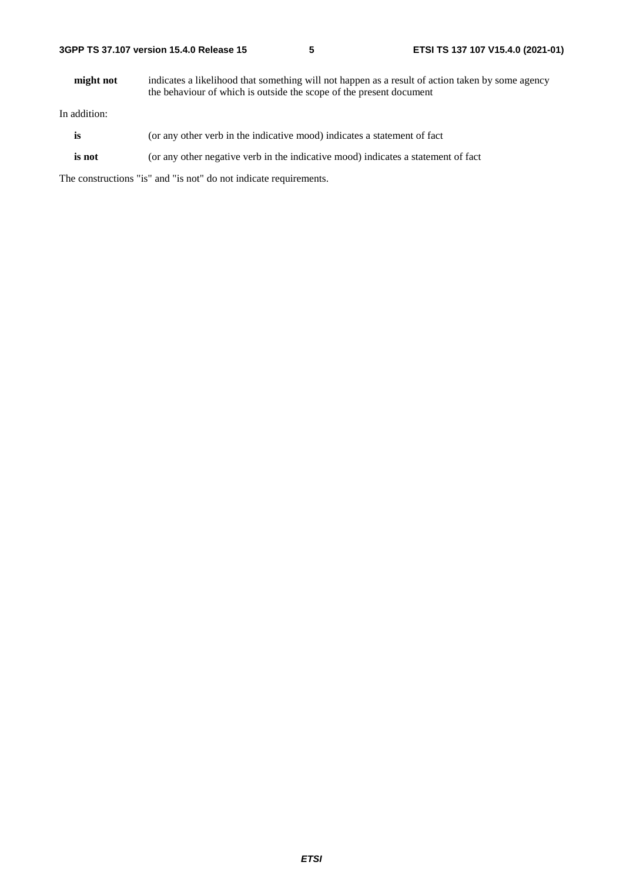**might not** indicates a likelihood that something will not happen as a result of action taken by some agency the behaviour of which is outside the scope of the present document

In addition:

**is** (or any other verb in the indicative mood) indicates a statement of fact

**is not** (or any other negative verb in the indicative mood) indicates a statement of fact

The constructions "is" and "is not" do not indicate requirements.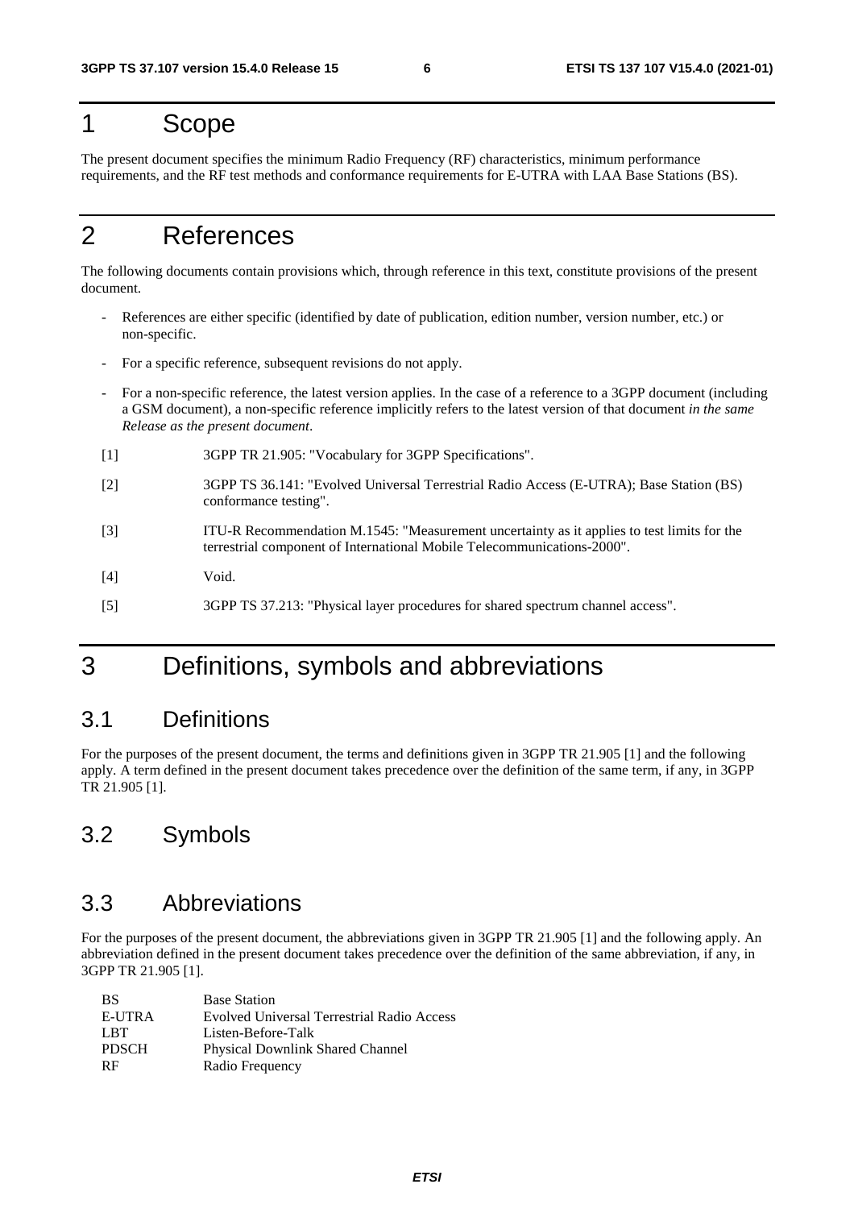# 1 Scope

The present document specifies the minimum Radio Frequency (RF) characteristics, minimum performance requirements, and the RF test methods and conformance requirements for E-UTRA with LAA Base Stations (BS).

# 2 References

The following documents contain provisions which, through reference in this text, constitute provisions of the present document.

- References are either specific (identified by date of publication, edition number, version number, etc.) or non-specific.
- For a specific reference, subsequent revisions do not apply.
- For a non-specific reference, the latest version applies. In the case of a reference to a 3GPP document (including a GSM document), a non-specific reference implicitly refers to the latest version of that document *in the same Release as the present document*.

[1] 3GPP TR 21.905: "Vocabulary for 3GPP Specifications".

[2] 3GPP TS 36.141: "Evolved Universal Terrestrial Radio Access (E-UTRA); Base Station (BS) conformance testing".

[3] ITU-R Recommendation M.1545: "Measurement uncertainty as it applies to test limits for the terrestrial component of International Mobile Telecommunications-2000".

[4] Void.

[5] 3GPP TS 37.213: "Physical layer procedures for shared spectrum channel access".

# 3 Definitions, symbols and abbreviations

## 3.1 Definitions

For the purposes of the present document, the terms and definitions given in 3GPP TR 21.905 [1] and the following apply. A term defined in the present document takes precedence over the definition of the same term, if any, in 3GPP TR 21.905 [1].

## 3.2 Symbols

## 3.3 Abbreviations

For the purposes of the present document, the abbreviations given in 3GPP TR 21.905 [1] and the following apply. An abbreviation defined in the present document takes precedence over the definition of the same abbreviation, if any, in 3GPP TR 21.905 [1].

BS Base Station
E-UTRA Evolved Universal Terrestrial Radio Access
LBT Listen-Before-Talk
PDSCH Physical Downlink Shared Channel
RF Radio Frequency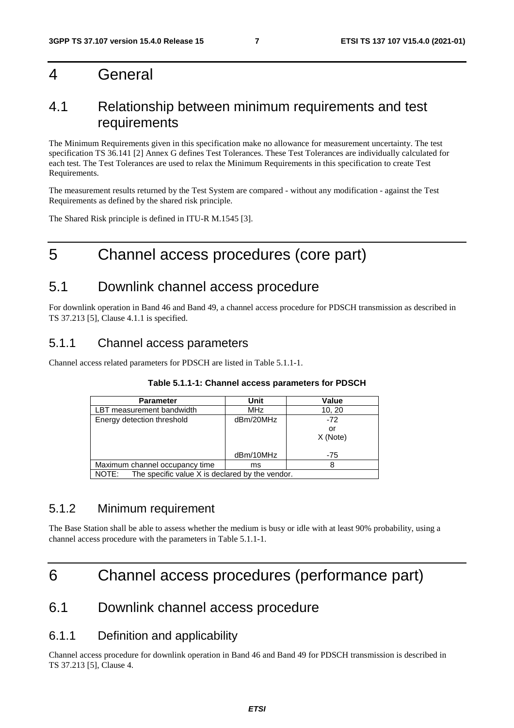# 4 General

## 4.1 Relationship between minimum requirements and test requirements

The Minimum Requirements given in this specification make no allowance for measurement uncertainty. The test specification TS 36.141 [2] Annex G defines Test Tolerances. These Test Tolerances are individually calculated for each test. The Test Tolerances are used to relax the Minimum Requirements in this specification to create Test Requirements.

The measurement results returned by the Test System are compared - without any modification - against the Test Requirements as defined by the shared risk principle.

The Shared Risk principle is defined in ITU-R M.1545 [3].

# 5 Channel access procedures (core part)

## 5.1 Downlink channel access procedure

For downlink operation in Band 46 and Band 49, a channel access procedure for PDSCH transmission as described in TS 37.213 [5], Clause 4.1.1 is specified.

### 5.1.1 Channel access parameters

Channel access related parameters for PDSCH are listed in Table 5.1.1-1.

**Table 5.1.1-1: Channel access parameters for PDSCH**

| Parameter | Unit | Value |
|---|---|---|
| LBT measurement bandwidth | MHz | 10, 20 |
| Energy detection threshold | dBm/20MHz<br><br>dBm/10MHz | -72<br>or<br>X (Note)<br><br>-75 |
| Maximum channel occupancy time | ms | 8 |
| NOTE: The specific value X is declared by the vendor. | | |

### 5.1.2 Minimum requirement

The Base Station shall be able to assess whether the medium is busy or idle with at least 90% probability, using a channel access procedure with the parameters in Table 5.1.1-1.

# 6 Channel access procedures (performance part)

## 6.1 Downlink channel access procedure

### 6.1.1 Definition and applicability

Channel access procedure for downlink operation in Band 46 and Band 49 for PDSCH transmission is described in TS 37.213 [5], Clause 4.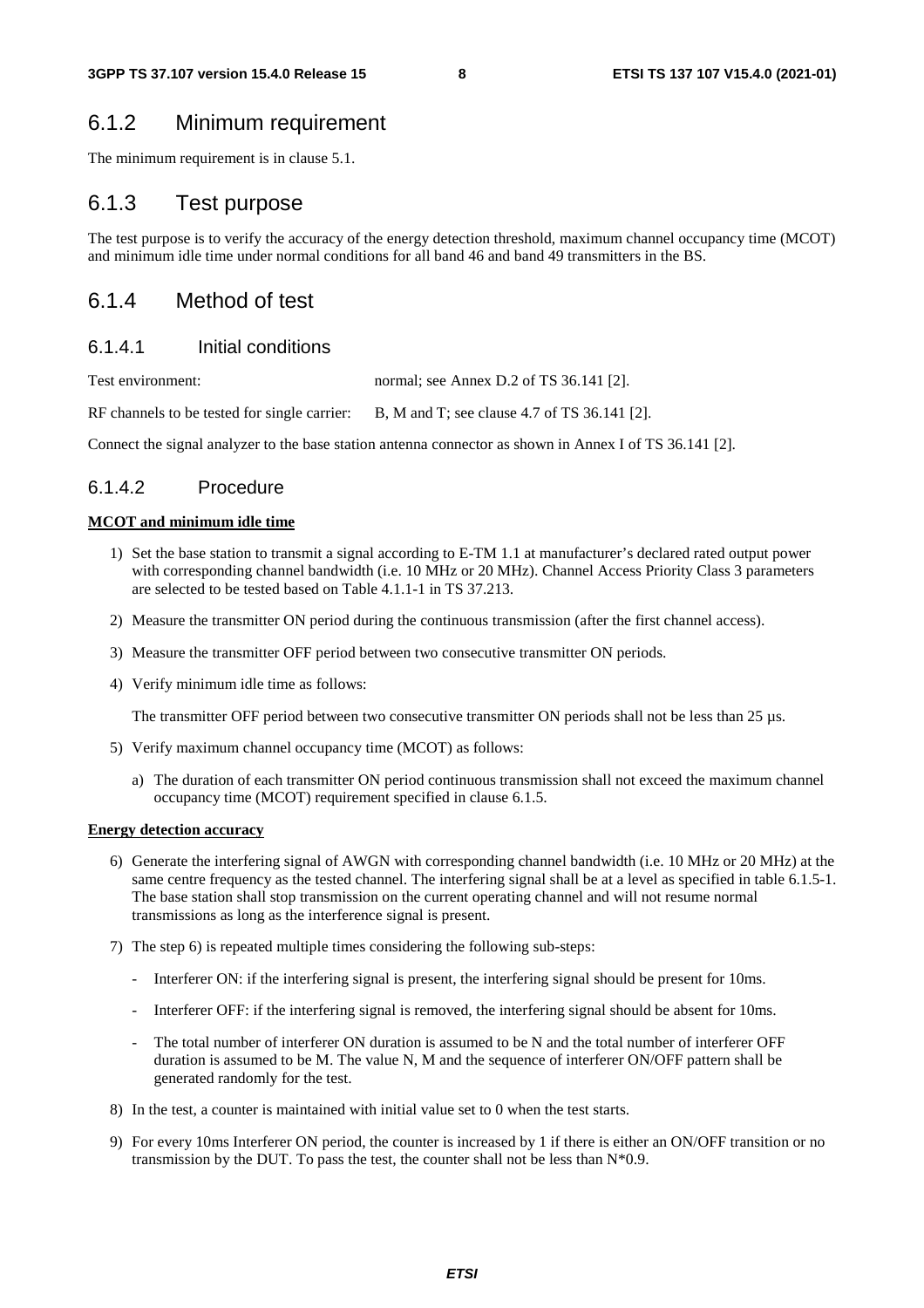## 6.1.2 Minimum requirement

The minimum requirement is in clause 5.1.

## 6.1.3 Test purpose

The test purpose is to verify the accuracy of the energy detection threshold, maximum channel occupancy time (MCOT) and minimum idle time under normal conditions for all band 46 and band 49 transmitters in the BS.

## 6.1.4 Method of test

### 6.1.4.1 Initial conditions

Test environment: normal; see Annex D.2 of TS 36.141 [2].

RF channels to be tested for single carrier: B, M and T; see clause 4.7 of TS 36.141 [2].

Connect the signal analyzer to the base station antenna connector as shown in Annex I of TS 36.141 [2].

### 6.1.4.2 Procedure

**MCOT and minimum idle time**

1) Set the base station to transmit a signal according to E-TM 1.1 at manufacturer's declared rated output power with corresponding channel bandwidth (i.e. 10 MHz or 20 MHz). Channel Access Priority Class 3 parameters are selected to be tested based on Table 4.1.1-1 in TS 37.213.

2) Measure the transmitter ON period during the continuous transmission (after the first channel access).

3) Measure the transmitter OFF period between two consecutive transmitter ON periods.

4) Verify minimum idle time as follows:

   The transmitter OFF period between two consecutive transmitter ON periods shall not be less than 25 µs.

5) Verify maximum channel occupancy time (MCOT) as follows:

   a) The duration of each transmitter ON period continuous transmission shall not exceed the maximum channel occupancy time (MCOT) requirement specified in clause 6.1.5.

**Energy detection accuracy**

6) Generate the interfering signal of AWGN with corresponding channel bandwidth (i.e. 10 MHz or 20 MHz) at the same centre frequency as the tested channel. The interfering signal shall be at a level as specified in table 6.1.5-1. The base station shall stop transmission on the current operating channel and will not resume normal transmissions as long as the interference signal is present.

7) The step 6) is repeated multiple times considering the following sub-steps:

   - Interferer ON: if the interfering signal is present, the interfering signal should be present for 10ms.

   - Interferer OFF: if the interfering signal is removed, the interfering signal should be absent for 10ms.

   - The total number of interferer ON duration is assumed to be N and the total number of interferer OFF duration is assumed to be M. The value N, M and the sequence of interferer ON/OFF pattern shall be generated randomly for the test.

8) In the test, a counter is maintained with initial value set to 0 when the test starts.

9) For every 10ms Interferer ON period, the counter is increased by 1 if there is either an ON/OFF transition or no transmission by the DUT. To pass the test, the counter shall not be less than N*0.9.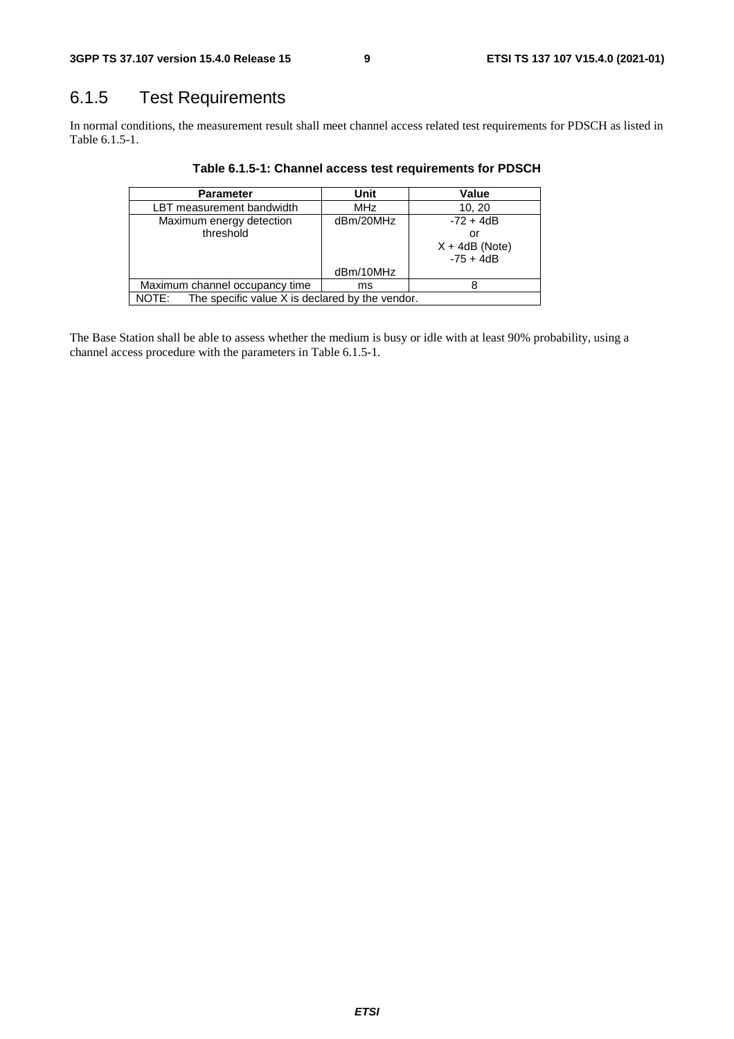## 6.1.5 Test Requirements

In normal conditions, the measurement result shall meet channel access related test requirements for PDSCH as listed in Table 6.1.5-1.

**Table 6.1.5-1: Channel access test requirements for PDSCH**

| Parameter | Unit | Value |
|---|---|---|
| LBT measurement bandwidth | MHz | 10, 20 |
| Maximum energy detection threshold | dBm/20MHz<br><br><br><br>dBm/10MHz | -72 + 4dB<br>or<br>X + 4dB (Note)<br>-75 + 4dB |
| Maximum channel occupancy time | ms | 8 |
| NOTE: The specific value X is declared by the vendor. | | |

The Base Station shall be able to assess whether the medium is busy or idle with at least 90% probability, using a channel access procedure with the parameters in Table 6.1.5-1.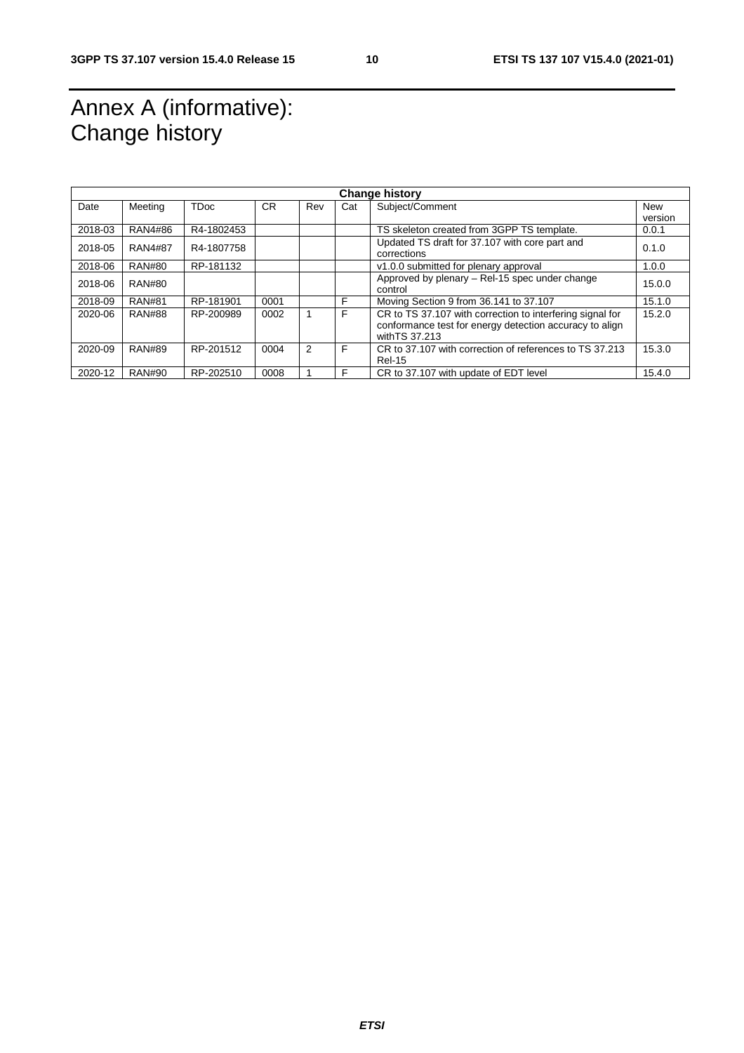# Annex A (informative): Change history

| Change history | | | | | | | |
|---|---|---|---|---|---|---|---|
| Date | Meeting | TDoc | CR | Rev | Cat | Subject/Comment | New version |
| 2018-03 | RAN4#86 | R4-1802453 | | | | TS skeleton created from 3GPP TS template. | 0.0.1 |
| 2018-05 | RAN4#87 | R4-1807758 | | | | Updated TS draft for 37.107 with core part and corrections | 0.1.0 |
| 2018-06 | RAN#80 | RP-181132 | | | | v1.0.0 submitted for plenary approval | 1.0.0 |
| 2018-06 | RAN#80 | | | | | Approved by plenary – Rel-15 spec under change control | 15.0.0 |
| 2018-09 | RAN#81 | RP-181901 | 0001 | | F | Moving Section 9 from 36.141 to 37.107 | 15.1.0 |
| 2020-06 | RAN#88 | RP-200989 | 0002 | 1 | F | CR to TS 37.107 with correction to interfering signal for conformance test for energy detection accuracy to align withTS 37.213 | 15.2.0 |
| 2020-09 | RAN#89 | RP-201512 | 0004 | 2 | F | CR to 37.107 with correction of references to TS 37.213 Rel-15 | 15.3.0 |
| 2020-12 | RAN#90 | RP-202510 | 0008 | 1 | F | CR to 37.107 with update of EDT level | 15.4.0 |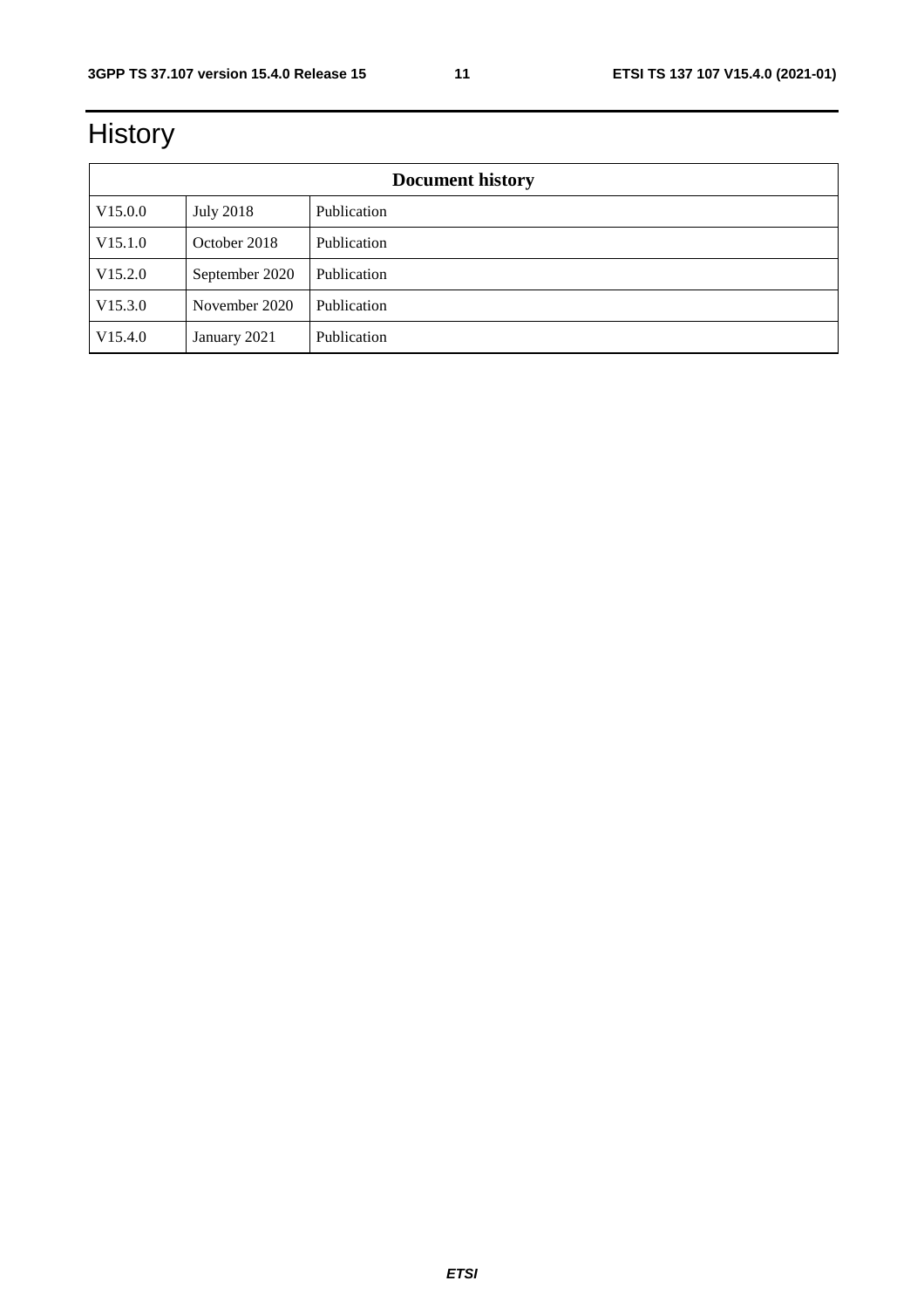# History

| Document history | | |
|---|---|---|
| V15.0.0 | July 2018 | Publication |
| V15.1.0 | October 2018 | Publication |
| V15.2.0 | September 2020 | Publication |
| V15.3.0 | November 2020 | Publication |
| V15.4.0 | January 2021 | Publication |